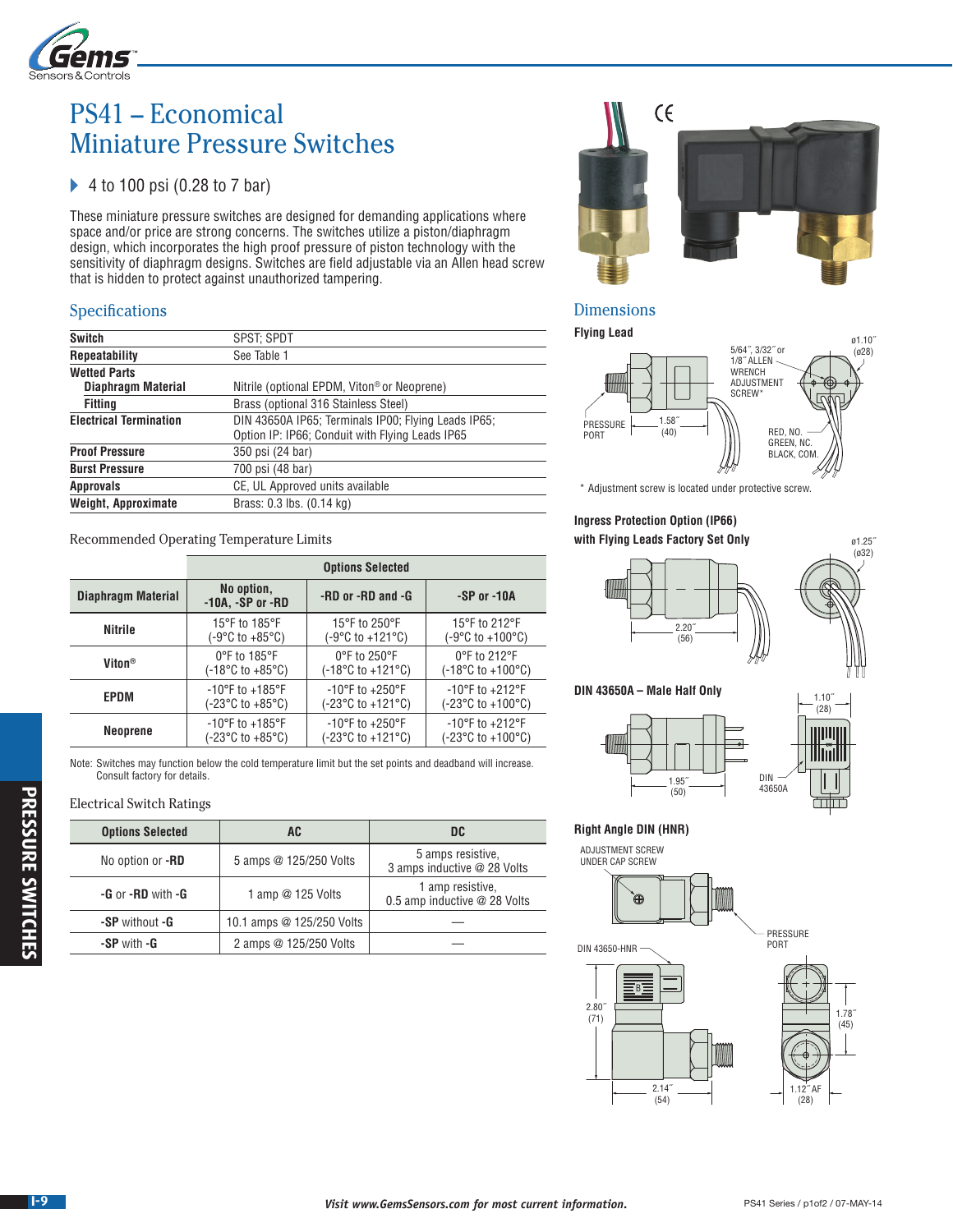# PS41 – Economical Miniature Pressure Switches

- 4 to 100 psi (0.28 to 7 bar)

These miniature pressure switches are designed for demanding applications where space and/or price are strong concerns. The switches utilize a piston/diaphragm design, which incorporates the high proof pressure of piston technology with the sensitivity of diaphragm designs. Switches are field adjustable via an Allen head screw that is hidden to protect against unauthorized tampering.

## Specifications

| | |
|---|---|
| **Switch** | SPST; SPDT |
| **Repeatability** | See Table 1 |
| **Wetted Parts** | |
| **Diaphragm Material** | Nitrile (optional EPDM, Viton® or Neoprene) |
| **Fitting** | Brass (optional 316 Stainless Steel) |
| **Electrical Termination** | DIN 43650A IP65; Terminals IP00; Flying Leads IP65; Option IP: IP66; Conduit with Flying Leads IP65 |
| **Proof Pressure** | 350 psi (24 bar) |
| **Burst Pressure** | 700 psi (48 bar) |
| **Approvals** | CE, UL Approved units available |
| **Weight, Approximate** | Brass: 0.3 lbs. (0.14 kg) |

### Recommended Operating Temperature Limits

| | Options Selected | | |
|---|---|---|---|
| **Diaphragm Material** | **No option, -10A, -SP or -RD** | **-RD or -RD and -G** | **-SP or -10A** |
| **Nitrile** | 15°F to 185°F (-9°C to +85°C) | 15°F to 250°F (-9°C to +121°C) | 15°F to 212°F (-9°C to +100°C) |
| **Viton®** | 0°F to 185°F (-18°C to +85°C) | 0°F to 250°F (-18°C to +121°C) | 0°F to 212°F (-18°C to +100°C) |
| **EPDM** | -10°F to +185°F (-23°C to +85°C) | -10°F to +250°F (-23°C to +121°C) | -10°F to +212°F (-23°C to +100°C) |
| **Neoprene** | -10°F to +185°F (-23°C to +85°C) | -10°F to +250°F (-23°C to +121°C) | -10°F to +212°F (-23°C to +100°C) |

Note: Switches may function below the cold temperature limit but the set points and deadband will increase. Consult factory for details.

### Electrical Switch Ratings

| Options Selected | AC | DC |
|---|---|---|
| No option or **-RD** | 5 amps @ 125/250 Volts | 5 amps resistive, 3 amps inductive @ 28 Volts |
| **-G** or **-RD** with **-G** | 1 amp @ 125 Volts | 1 amp resistive, 0.5 amp inductive @ 28 Volts |
| **-SP** without **-G** | 10.1 amps @ 125/250 Volts | — |
| **-SP** with **-G** | 2 amps @ 125/250 Volts | — |

## Dimensions

**Flying Lead**

5/64˝, 3/32˝ or 1/8˝ ALLEN WRENCH ADJUSTMENT SCREW*; PRESSURE PORT; 1.58˝ (40); ø1.10˝ (ø28); RED, NO. GREEN, NC. BLACK, COM.

\* Adjustment screw is located under protective screw.

**Ingress Protection Option (IP66) with Flying Leads Factory Set Only**

2.20˝ (56); ø1.25˝ (ø32)

**DIN 43650A – Male Half Only**

1.95˝ (50); 1.10˝ (28); DIN 43650A

**Right Angle DIN (HNR)**

ADJUSTMENT SCREW UNDER CAP SCREW; PRESSURE PORT; DIN 43650-HNR; 2.80˝ (71); 2.14˝ (54); 1.78˝ (45); 1.12˝ AF (28)

*Visit www.GemsSensors.com for most current information.*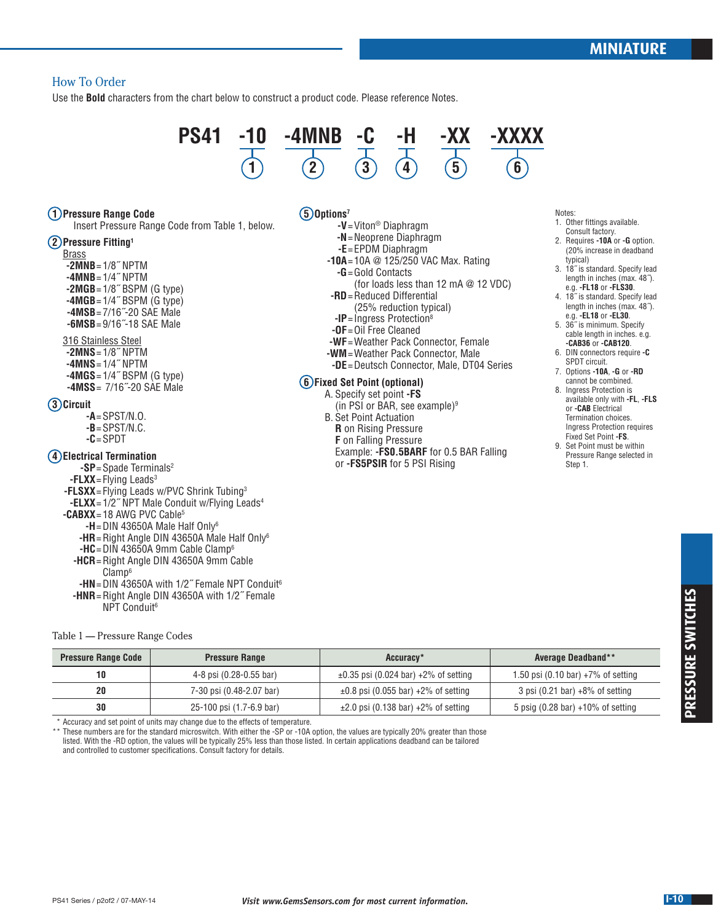## How To Order

Use the **Bold** characters from the chart below to construct a product code. Please reference Notes.

**PS41 -10 -4MNB -C -H -XX -XXXX**

(1) -10, (2) -4MNB, (3) -C, (4) -H, (5) -XX, (6) -XXXX

### 1 Pressure Range Code

Insert Pressure Range Code from Table 1, below.

### 2 Pressure Fitting[1]

Brass

- **-2MNB** = 1/8˝ NPTM
- **-4MNB** = 1/4˝ NPTM
- **-2MGB** = 1/8˝ BSPM (G type)
- **-4MGB** = 1/4˝ BSPM (G type)
- **-4MSB** = 7/16˝-20 SAE Male
- **-6MSB** = 9/16˝-18 SAE Male

316 Stainless Steel

- **-2MNS** = 1/8˝ NPTM
- **-4MNS** = 1/4˝ NPTM
- **-4MGS** = 1/4˝ BSPM (G type)
- **-4MSS** = 7/16˝-20 SAE Male

### 3 Circuit

- **-A** = SPST/N.O.
- **-B** = SPST/N.C.
- **-C** = SPDT

### 4 Electrical Termination

- **-SP** = Spade Terminals[2]
- **-FLXX** = Flying Leads[3]
- **-FLSXX** = Flying Leads w/PVC Shrink Tubing[3]
- **-ELXX** = 1/2˝ NPT Male Conduit w/Flying Leads[4]
- **-CABXX** = 18 AWG PVC Cable[5]
- **-H** = DIN 43650A Male Half Only[6]
- **-HR** = Right Angle DIN 43650A Male Half Only[6]
- **-HC** = DIN 43650A 9mm Cable Clamp[6]
- **-HCR** = Right Angle DIN 43650A 9mm Cable Clamp[6]
- **-HN** = DIN 43650A with 1/2˝ Female NPT Conduit[6]
- **-HNR** = Right Angle DIN 43650A with 1/2˝ Female NPT Conduit[6]

### 5 Options[7]

- **-V** = Viton® Diaphragm
- **-N** = Neoprene Diaphragm
- **-E** = EPDM Diaphragm
- **-10A** = 10A @ 125/250 VAC Max. Rating
- **-G** = Gold Contacts (for loads less than 12 mA @ 12 VDC)
- **-RD** = Reduced Differential (25% reduction typical)
- **-IP** = Ingress Protection[8]
- **-OF** = Oil Free Cleaned
- **-WF** = Weather Pack Connector, Female
- **-WM** = Weather Pack Connector, Male
- **-DE** = Deutsch Connector, Male, DT04 Series

### 6 Fixed Set Point (optional)

A. Specify set point **-FS** (in PSI or BAR, see example)[9]

B. Set Point Actuation
**R** on Rising Pressure
**F** on Falling Pressure
Example: **-FS0.5BARF** for 0.5 BAR Falling or **-FS5PSIR** for 5 PSI Rising

Notes:

1. Other fittings available. Consult factory.
2. Requires **-10A** or **-G** option. (20% increase in deadband typical)
3. 18˝ is standard. Specify lead length in inches (max. 48˝). e.g. **-FL18** or **-FLS30**.
4. 18˝ is standard. Specify lead length in inches (max. 48˝). e.g. **-EL18** or **-EL30**.
5. 36˝ is minimum. Specify cable length in inches. e.g. **-CAB36** or **-CAB120**.
6. DIN connectors require **-C** SPDT circuit.
7. Options **-10A**, **-G** or **-RD** cannot be combined.
8. Ingress Protection is available only with **-FL**, **-FLS** or **-CAB** Electrical Termination choices. Ingress Protection requires Fixed Set Point **-FS**.
9. Set Point must be within Pressure Range selected in Step 1.

Table 1 — Pressure Range Codes

| Pressure Range Code | Pressure Range | Accuracy* | Average Deadband** |
|---|---|---|---|
| 10 | 4-8 psi (0.28-0.55 bar) | ±0.35 psi (0.024 bar) +2% of setting | 1.50 psi (0.10 bar) +7% of setting |
| 20 | 7-30 psi (0.48-2.07 bar) | ±0.8 psi (0.055 bar) +2% of setting | 3 psi (0.21 bar) +8% of setting |
| 30 | 25-100 psi (1.7-6.9 bar) | ±2.0 psi (0.138 bar) +2% of setting | 5 psig (0.28 bar) +10% of setting |

\* Accuracy and set point of units may change due to the effects of temperature.

\*\* These numbers are for the standard microswitch. With either the -SP or -10A option, the values are typically 20% greater than those listed. With the -RD option, the values will be typically 25% less than those listed. In certain applications deadband can be tailored and controlled to customer specifications. Consult factory for details.